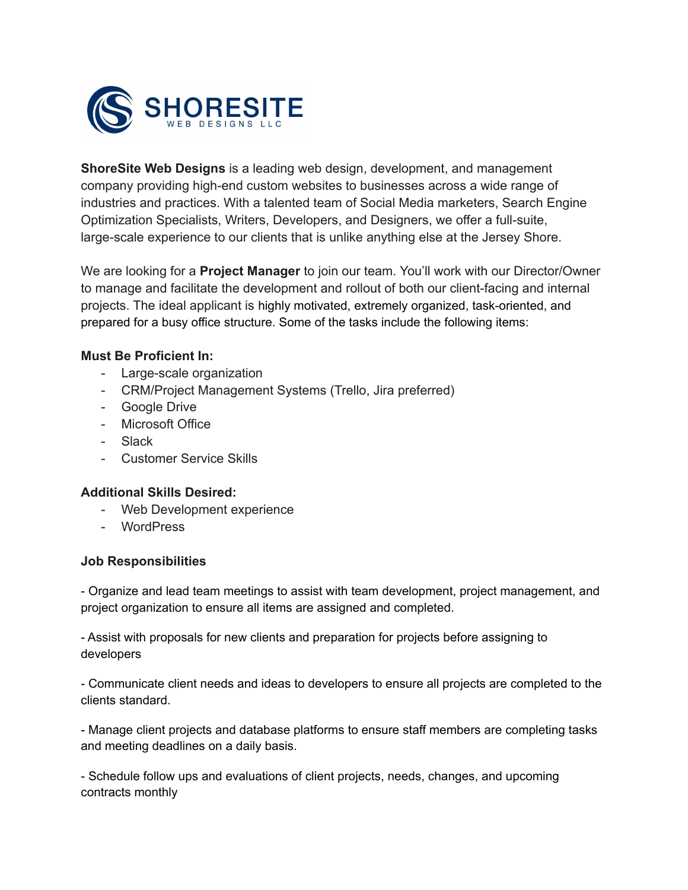**ShoreSite Web Designs** is a leading web design, development, and management company providing high-end custom websites to businesses across a wide range of industries and practices. With a talented team of Social Media marketers, Search Engine Optimization Specialists, Writers, Developers, and Designers, we offer a full-suite, large-scale experience to our clients that is unlike anything else at the Jersey Shore.

We are looking for a **Project Manager** to join our team. You'll work with our Director/Owner to manage and facilitate the development and rollout of both our client-facing and internal projects. The ideal applicant is highly motivated, extremely organized, task-oriented, and prepared for a busy office structure. Some of the tasks include the following items:

**Must Be Proficient In:**

- Large-scale organization
- CRM/Project Management Systems (Trello, Jira preferred)
- Google Drive
- Microsoft Office
- Slack
- Customer Service Skills

**Additional Skills Desired:**

- Web Development experience
- WordPress

**Job Responsibilities**

- Organize and lead team meetings to assist with team development, project management, and project organization to ensure all items are assigned and completed.

- Assist with proposals for new clients and preparation for projects before assigning to developers

- Communicate client needs and ideas to developers to ensure all projects are completed to the clients standard.

- Manage client projects and database platforms to ensure staff members are completing tasks and meeting deadlines on a daily basis.

- Schedule follow ups and evaluations of client projects, needs, changes, and upcoming contracts monthly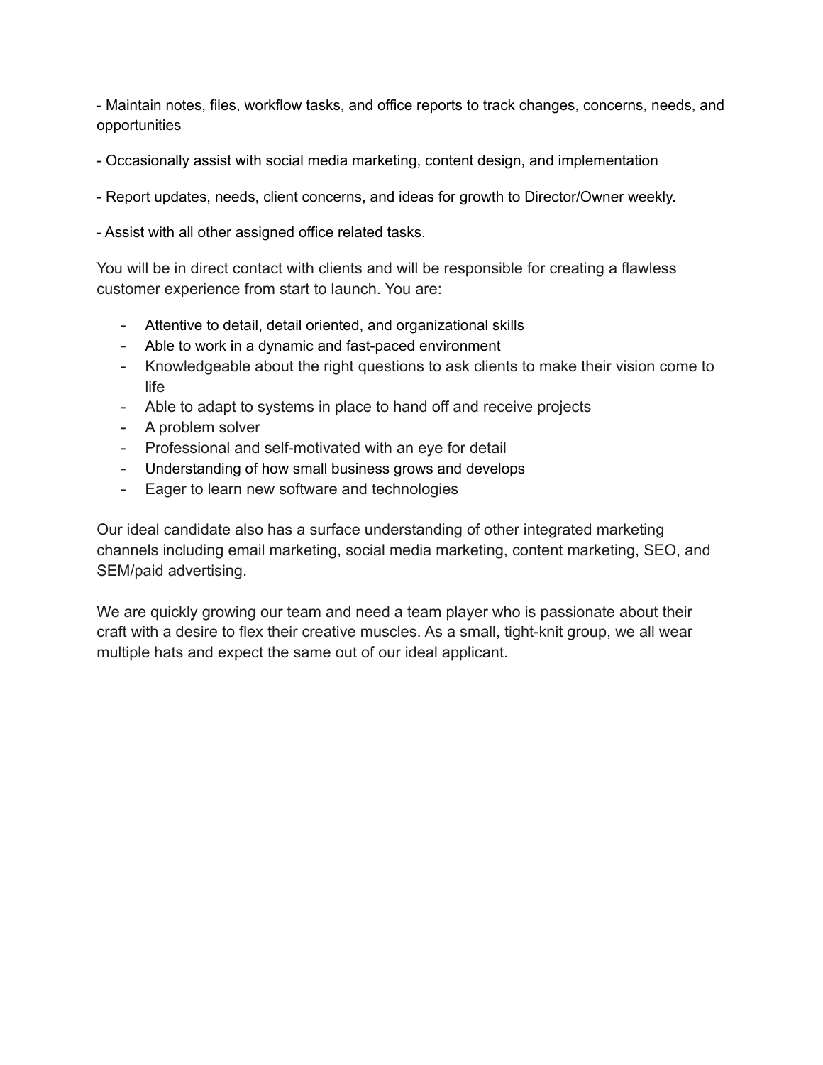- Maintain notes, files, workflow tasks, and office reports to track changes, concerns, needs, and opportunities

- Occasionally assist with social media marketing, content design, and implementation

- Report updates, needs, client concerns, and ideas for growth to Director/Owner weekly.

- Assist with all other assigned office related tasks.

You will be in direct contact with clients and will be responsible for creating a flawless customer experience from start to launch. You are:

- Attentive to detail, detail oriented, and organizational skills
- Able to work in a dynamic and fast-paced environment
- Knowledgeable about the right questions to ask clients to make their vision come to life
- Able to adapt to systems in place to hand off and receive projects
- A problem solver
- Professional and self-motivated with an eye for detail
- Understanding of how small business grows and develops
- Eager to learn new software and technologies

Our ideal candidate also has a surface understanding of other integrated marketing channels including email marketing, social media marketing, content marketing, SEO, and SEM/paid advertising.

We are quickly growing our team and need a team player who is passionate about their craft with a desire to flex their creative muscles. As a small, tight-knit group, we all wear multiple hats and expect the same out of our ideal applicant.